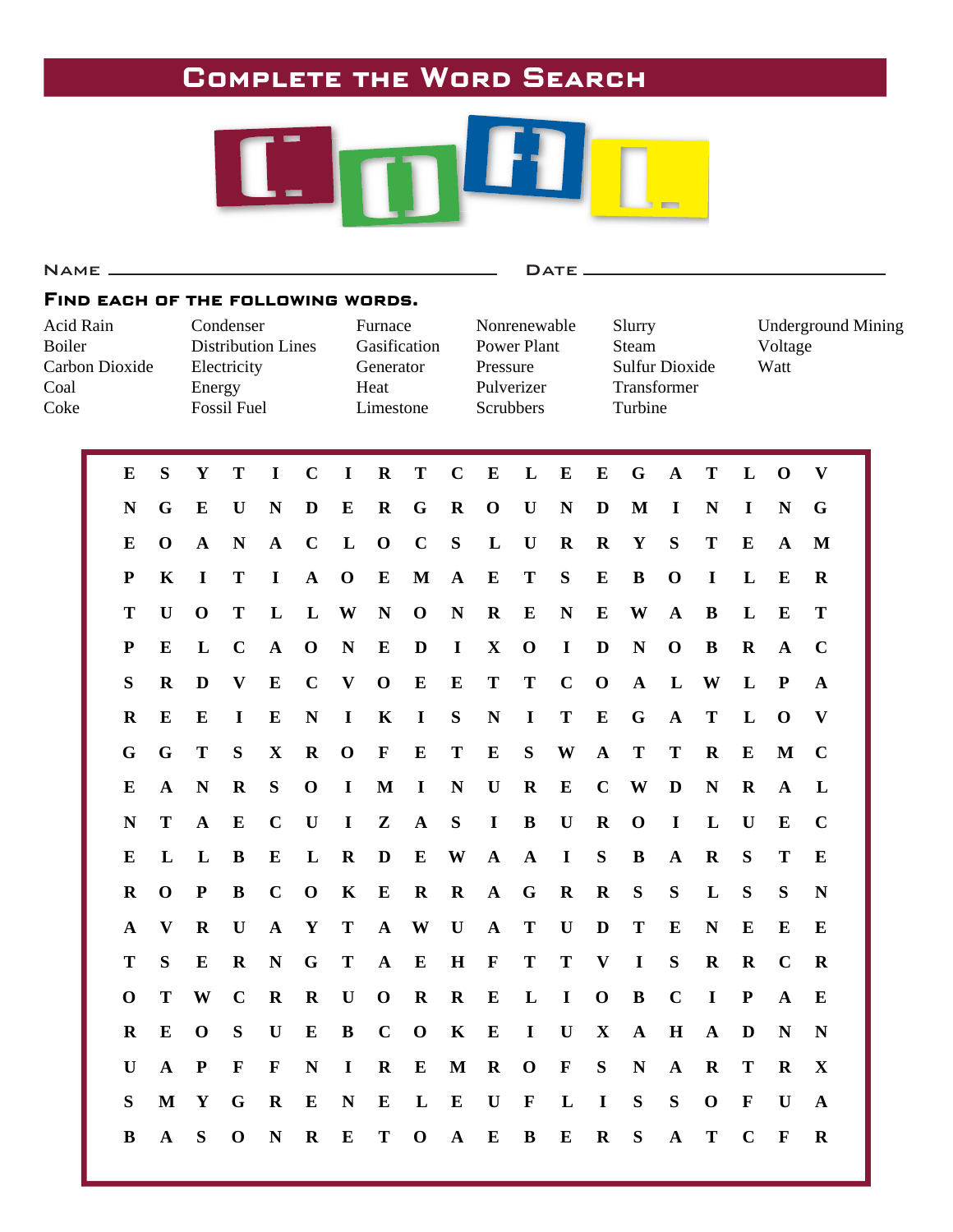# Complete the Word Search

COAL

Name ______________________________ Date ______________________

### Find each of the following words.

| | | | | | |
|---|---|---|---|---|---|
| Acid Rain | Condenser | Furnace | Nonrenewable | Slurry | Underground Mining |
| Boiler | Distribution Lines | Gasification | Power Plant | Steam | Voltage |
| Carbon Dioxide | Electricity | Generator | Pressure | Sulfur Dioxide | Watt |
| Coal | Energy | Heat | Pulverizer | Transformer | |
| Coke | Fossil Fuel | Limestone | Scrubbers | Turbine | |

```
E S Y T I C I R T C E L E E G A T L O V
N G E U N D E R G R O U N D M I N I N G
E O A N A C L O C S L U R R Y S T E A M
P K I T I A O E M A E T S E B O I L E R
T U O T L L W N O N R E N E W A B L E T
P E L C A O N E D I X O I D N O B R A C
S R D V E C V O E E T T C O A L W L P A
R E E I E N I K I S N I T E G A T L O V
G G T S X R O F E T E S W A T T R E M C
E A N R S O I M I N U R E C W D N R A L
N T A E C U I Z A S I B U R O I L U E C
E L L B E L R D E W A A I S B A R S T E
R O P B C O K E R R A G R R S S L S S N
A V R U A Y T A W U A T U D T E N E E E
T S E R N G T A E H F T T V I S R R C R
O T W C R R U O R R E L I O B C I P A E
R E O S U E B C O K E I U X A H A D N N
U A P F F N I R E M R O F S N A R T R X
S M Y G R E N E L E U F L I S S O F U A
B A S O N R E T O A E B E R S A T C F R
```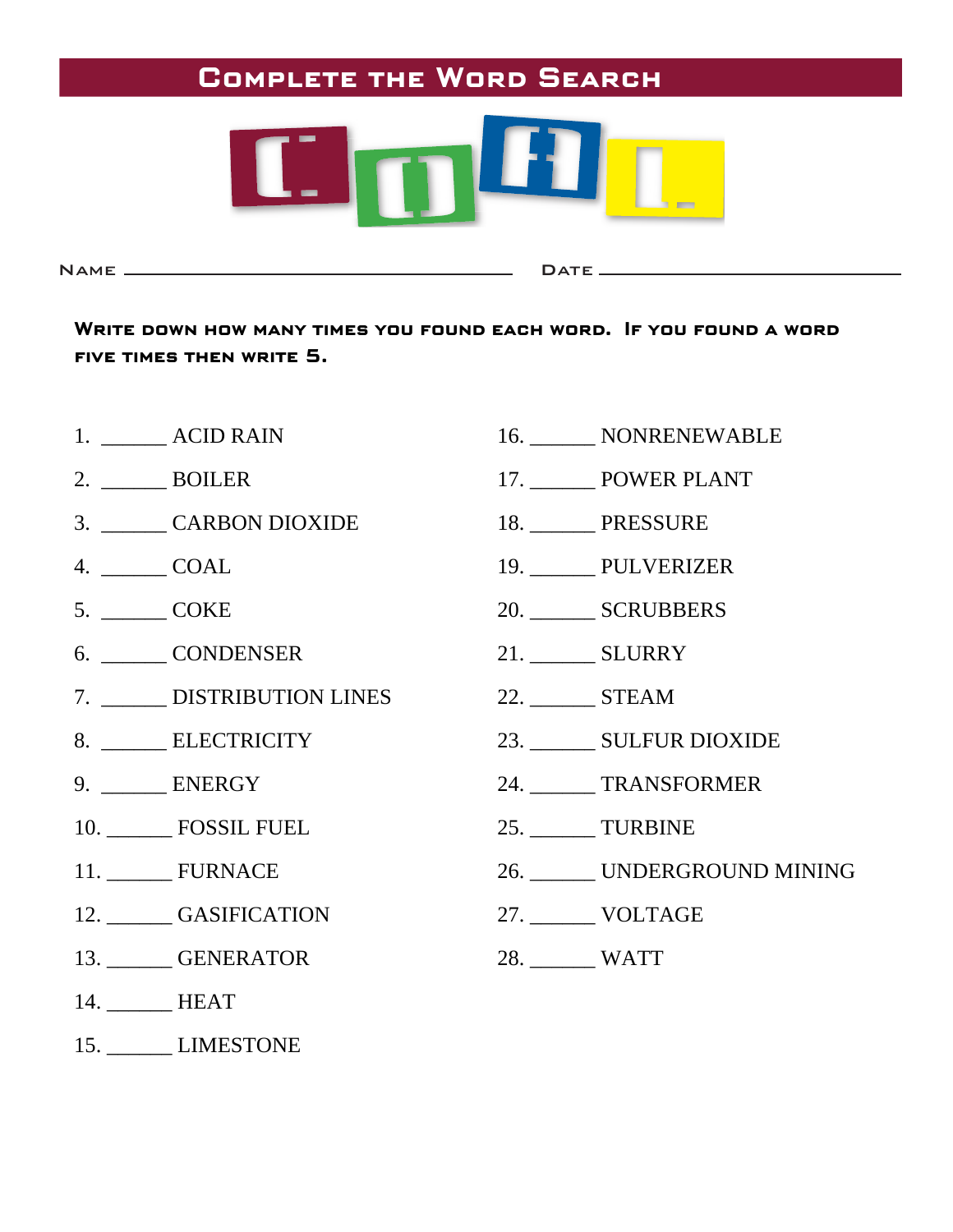# Complete the Word Search

COAL

Name ______________________________ Date ______________________________

**Write down how many times you found each word. If you found a word five times then write 5.**

1. ______ ACID RAIN
2. ______ BOILER
3. ______ CARBON DIOXIDE
4. ______ COAL
5. ______ COKE
6. ______ CONDENSER
7. ______ DISTRIBUTION LINES
8. ______ ELECTRICITY
9. ______ ENERGY
10. ______ FOSSIL FUEL
11. ______ FURNACE
12. ______ GASIFICATION
13. ______ GENERATOR
14. ______ HEAT
15. ______ LIMESTONE
16. ______ NONRENEWABLE
17. ______ POWER PLANT
18. ______ PRESSURE
19. ______ PULVERIZER
20. ______ SCRUBBERS
21. ______ SLURRY
22. ______ STEAM
23. ______ SULFUR DIOXIDE
24. ______ TRANSFORMER
25. ______ TURBINE
26. ______ UNDERGROUND MINING
27. ______ VOLTAGE
28. ______ WATT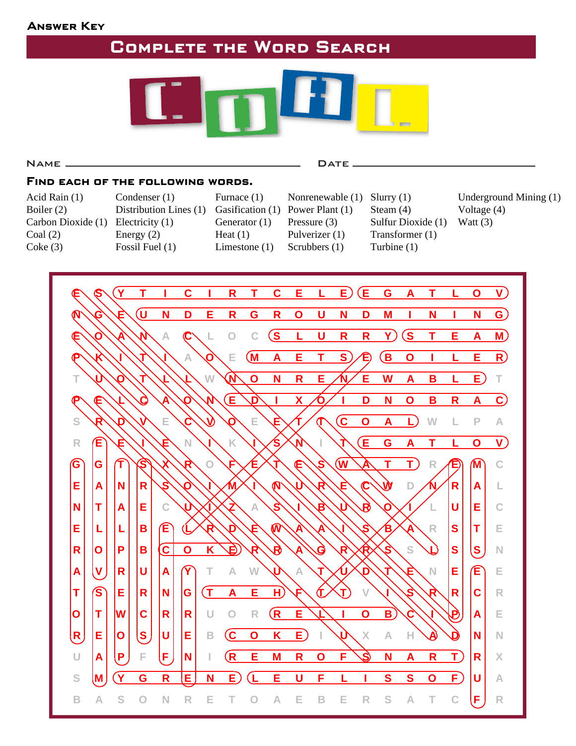**Answer Key**

# Complete the Word Search

**Name** ______________________________ **Date** ______________________________

## Find each of the following words.

Acid Rain (1)
Boiler (2)
Carbon Dioxide (1)
Coal (2)
Coke (3)
Condenser (1)
Distribution Lines (1)
Electricity (1)
Energy (2)
Fossil Fuel (1)
Furnace (1)
Gasification (1)
Generator (1)
Heat (1)
Limestone (1)
Nonrenewable (1)
Power Plant (1)
Pressure (3)
Pulverizer (1)
Scrubbers (1)
Slurry (1)
Steam (4)
Sulfur Dioxide (1)
Transformer (1)
Turbine (1)
Underground Mining (1)
Voltage (4)
Watt (3)

| | | | | | | | | | | | | | | | | | | | |
|---|---|---|---|---|---|---|---|---|---|---|---|---|---|---|---|---|---|---|---|
| E | S | Y | T | I | C | I | R | T | C | E | L | E | E | G | A | T | L | O | V |
| N | G | E | U | N | D | E | R | G | R | O | U | N | D | M | I | N | I | N | G |
| E | O | A | N | A | C | L | O | C | S | L | U | R | R | Y | S | T | E | A | M |
| P | K | I | T | I | A | O | E | M | A | E | T | S | E | B | O | I | L | E | R |
| T | U | O | T | L | L | W | N | O | N | R | E | N | E | W | A | B | L | E | T |
| P | E | L | C | A | O | N | E | D | I | X | O | I | D | N | O | B | R | A | C |
| S | R | D | V | E | C | V | O | E | E | T | T | C | O | A | L | W | L | P | A |
| R | E | E | I | E | N | I | K | I | S | N | I | T | E | G | A | T | L | O | V |
| G | G | T | S | X | R | O | F | E | T | E | S | W | A | T | T | R | E | M | C |
| E | A | N | R | S | O | I | M | I | N | U | R | E | C | W | D | N | R | A | L |
| N | T | A | E | C | U | I | Z | A | S | I | B | U | R | O | I | L | U | E | C |
| E | L | L | B | E | L | R | D | E | W | A | A | I | S | B | A | R | S | T | E |
| R | O | P | B | C | O | K | E | R | R | A | G | R | R | S | S | L | S | S | N |
| A | V | R | U | A | Y | T | A | W | U | A | T | U | D | T | E | N | E | E | E |
| T | S | E | R | N | G | T | A | E | H | F | T | T | V | I | S | R | R | C | R |
| O | T | W | C | R | R | U | O | R | R | E | L | I | O | B | C | I | P | A | E |
| R | E | O | S | U | E | B | C | O | K | E | I | U | X | A | H | A | D | N | N |
| U | A | P | F | F | N | I | R | E | M | R | O | F | S | N | A | R | T | R | X |
| S | M | Y | G | R | E | N | E | L | E | U | F | L | I | S | S | O | F | U | A |
| B | A | S | O | N | R | E | T | O | A | E | B | E | R | S | A | T | C | F | R |